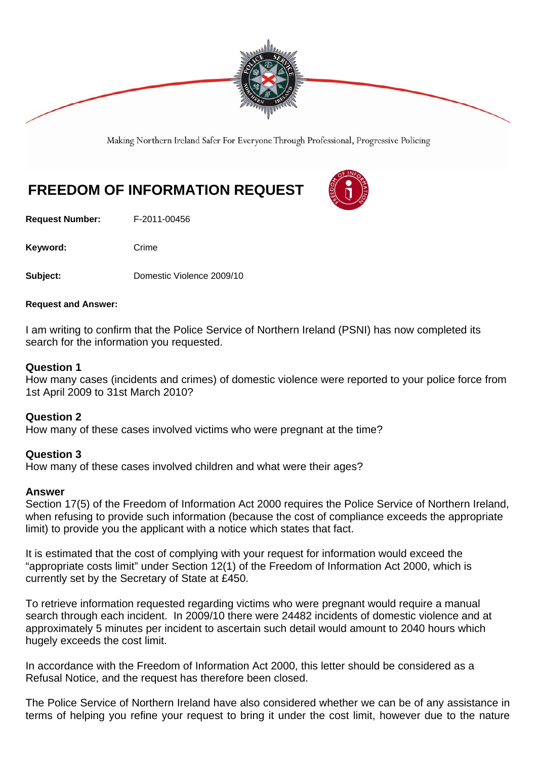Making Northern Ireland Safer For Everyone Through Professional, Progressive Policing

# FREEDOM OF INFORMATION REQUEST

**Request Number:** F-2011-00456

**Keyword:** Crime

**Subject:** Domestic Violence 2009/10

**Request and Answer:**

I am writing to confirm that the Police Service of Northern Ireland (PSNI) has now completed its search for the information you requested.

**Question 1**
How many cases (incidents and crimes) of domestic violence were reported to your police force from 1st April 2009 to 31st March 2010?

**Question 2**
How many of these cases involved victims who were pregnant at the time?

**Question 3**
How many of these cases involved children and what were their ages?

**Answer**
Section 17(5) of the Freedom of Information Act 2000 requires the Police Service of Northern Ireland, when refusing to provide such information (because the cost of compliance exceeds the appropriate limit) to provide you the applicant with a notice which states that fact.

It is estimated that the cost of complying with your request for information would exceed the "appropriate costs limit" under Section 12(1) of the Freedom of Information Act 2000, which is currently set by the Secretary of State at £450.

To retrieve information requested regarding victims who were pregnant would require a manual search through each incident. In 2009/10 there were 24482 incidents of domestic violence and at approximately 5 minutes per incident to ascertain such detail would amount to 2040 hours which hugely exceeds the cost limit.

In accordance with the Freedom of Information Act 2000, this letter should be considered as a Refusal Notice, and the request has therefore been closed.

The Police Service of Northern Ireland have also considered whether we can be of any assistance in terms of helping you refine your request to bring it under the cost limit, however due to the nature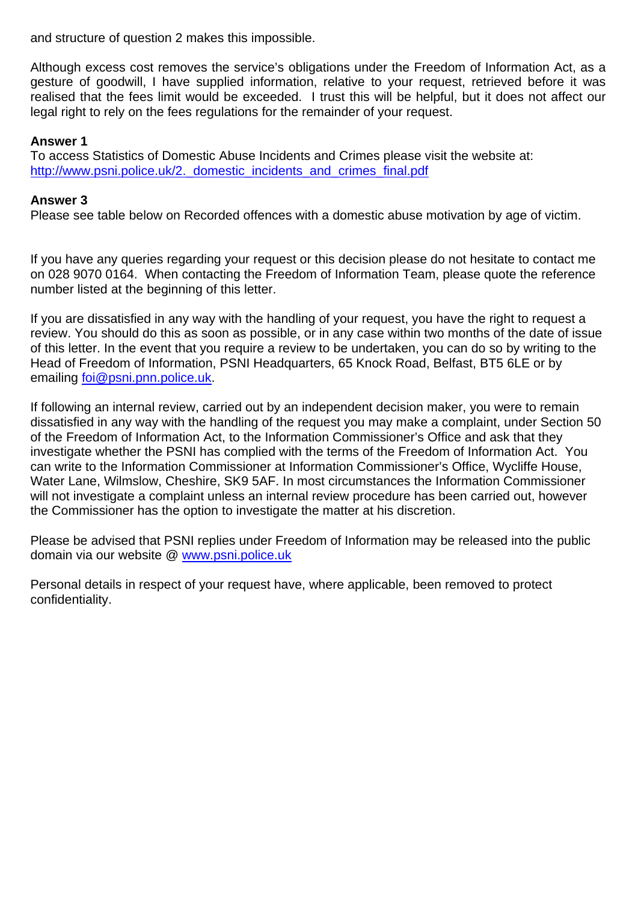and structure of question 2 makes this impossible.

Although excess cost removes the service's obligations under the Freedom of Information Act, as a gesture of goodwill, I have supplied information, relative to your request, retrieved before it was realised that the fees limit would be exceeded. I trust this will be helpful, but it does not affect our legal right to rely on the fees regulations for the remainder of your request.

**Answer 1**
To access Statistics of Domestic Abuse Incidents and Crimes please visit the website at:
[http://www.psni.police.uk/2._domestic_incidents_and_crimes_final.pdf](http://www.psni.police.uk/2._domestic_incidents_and_crimes_final.pdf)

**Answer 3**
Please see table below on Recorded offences with a domestic abuse motivation by age of victim.

If you have any queries regarding your request or this decision please do not hesitate to contact me on 028 9070 0164. When contacting the Freedom of Information Team, please quote the reference number listed at the beginning of this letter.

If you are dissatisfied in any way with the handling of your request, you have the right to request a review. You should do this as soon as possible, or in any case within two months of the date of issue of this letter. In the event that you require a review to be undertaken, you can do so by writing to the Head of Freedom of Information, PSNI Headquarters, 65 Knock Road, Belfast, BT5 6LE or by emailing [foi@psni.pnn.police.uk](mailto:foi@psni.pnn.police.uk).

If following an internal review, carried out by an independent decision maker, you were to remain dissatisfied in any way with the handling of the request you may make a complaint, under Section 50 of the Freedom of Information Act, to the Information Commissioner's Office and ask that they investigate whether the PSNI has complied with the terms of the Freedom of Information Act. You can write to the Information Commissioner at Information Commissioner's Office, Wycliffe House, Water Lane, Wilmslow, Cheshire, SK9 5AF. In most circumstances the Information Commissioner will not investigate a complaint unless an internal review procedure has been carried out, however the Commissioner has the option to investigate the matter at his discretion.

Please be advised that PSNI replies under Freedom of Information may be released into the public domain via our website @ [www.psni.police.uk](http://www.psni.police.uk)

Personal details in respect of your request have, where applicable, been removed to protect confidentiality.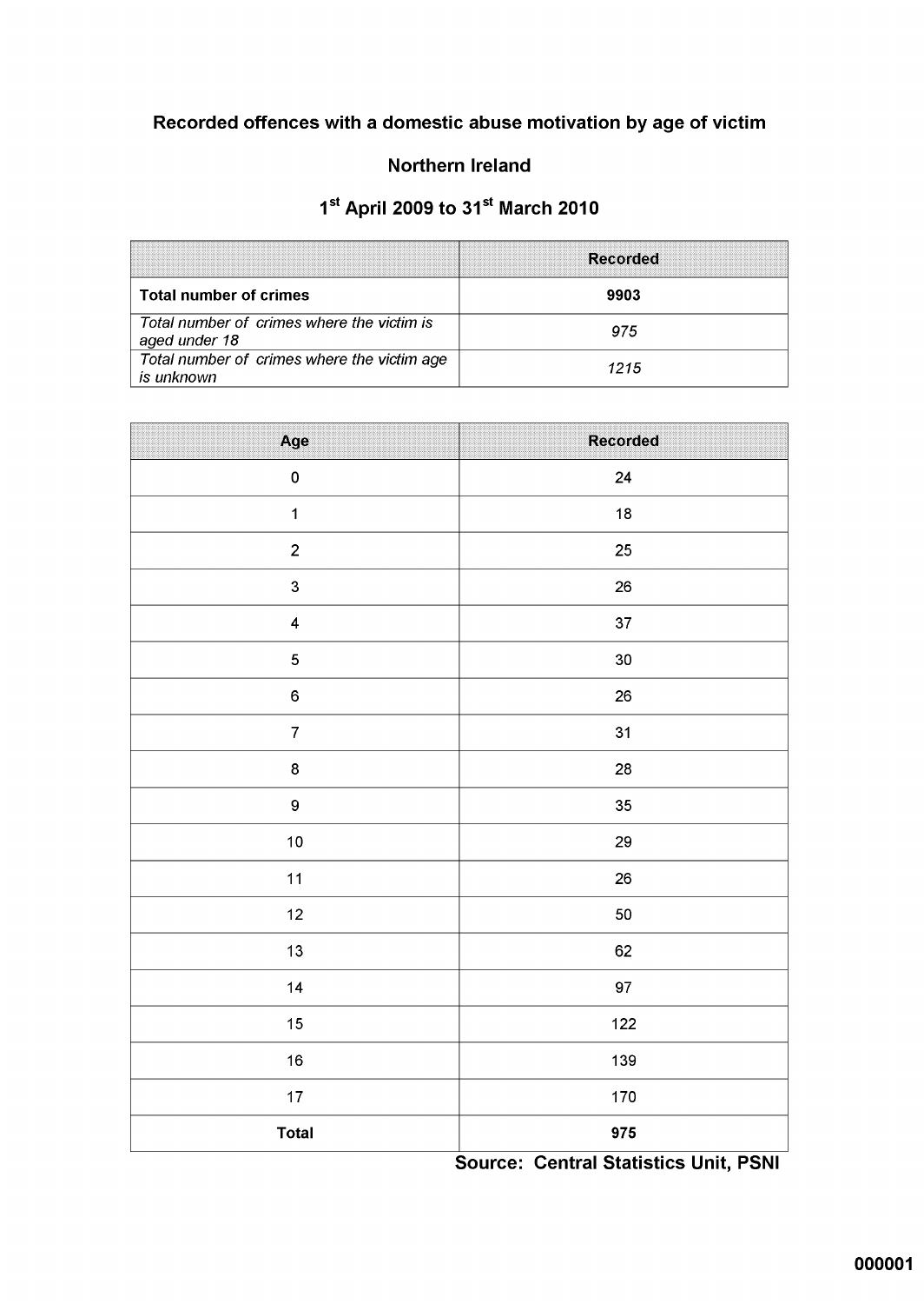## Recorded offences with a domestic abuse motivation by age of victim

## Northern Ireland

## 1st April 2009 to 31st March 2010

| | Recorded |
|---|---|
| **Total number of crimes** | **9903** |
| *Total number of crimes where the victim is aged under 18* | *975* |
| *Total number of crimes where the victim age is unknown* | *1215* |

| Age | Recorded |
|---|---|
| 0 | 24 |
| 1 | 18 |
| 2 | 25 |
| 3 | 26 |
| 4 | 37 |
| 5 | 30 |
| 6 | 26 |
| 7 | 31 |
| 8 | 28 |
| 9 | 35 |
| 10 | 29 |
| 11 | 26 |
| 12 | 50 |
| 13 | 62 |
| 14 | 97 |
| 15 | 122 |
| 16 | 139 |
| 17 | 170 |
| **Total** | **975** |

**Source: Central Statistics Unit, PSNI**

**000001**